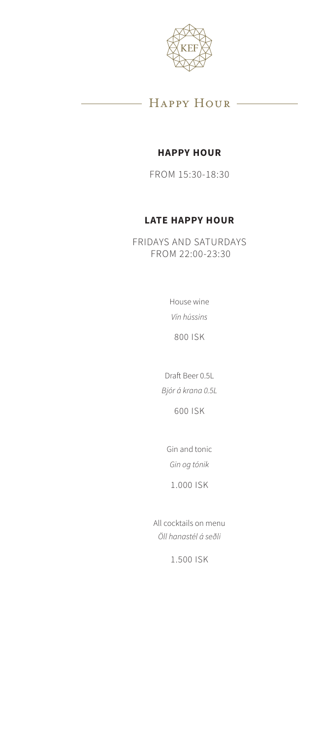KEF

# Happy Hour

## HAPPY HOUR

FROM 15:30-18:30

## LATE HAPPY HOUR

FRIDAYS AND SATURDAYS
FROM 22:00-23:30

House wine
*Vín hússins*

800 ISK

Draft Beer 0.5L
*Bjór á krana 0.5L*

600 ISK

Gin and tonic
*Gin og tónik*

1.000 ISK

All cocktails on menu
*Öll hanastél á seðli*

1.500 ISK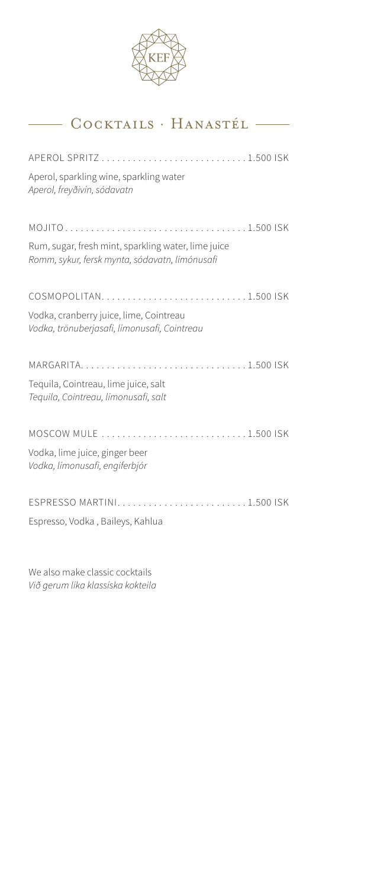## Cocktails · Hanastél

APEROL SPRITZ . . . . . . . . . . . . . . . . . . . . . . . . . . . . 1.500 ISK

Aperol, sparkling wine, sparkling water
*Aperol, freyðivín, sódavatn*

MOJITO . . . . . . . . . . . . . . . . . . . . . . . . . . . . . . . . . . 1.500 ISK

Rum, sugar, fresh mint, sparkling water, lime juice
*Romm, sykur, fersk mynta, sódavatn, límónusafi*

COSMOPOLITAN. . . . . . . . . . . . . . . . . . . . . . . . . . . . 1.500 ISK

Vodka, cranberry juice, lime, Cointreau
*Vodka, trönuberjasafi, límonusafi, Cointreau*

MARGARITA. . . . . . . . . . . . . . . . . . . . . . . . . . . . . . . . 1.500 ISK

Tequila, Cointreau, lime juice, salt
*Tequila, Cointreau, límonusafi, salt*

MOSCOW MULE . . . . . . . . . . . . . . . . . . . . . . . . . . . . 1.500 ISK

Vodka, lime juice, ginger beer
*Vodka, límonusafi, engiferbjór*

ESPRESSO MARTINI. . . . . . . . . . . . . . . . . . . . . . . . . 1.500 ISK

Espresso, Vodka , Baileys, Kahlua

We also make classic cocktails
*Við gerum líka klassíska kokteila*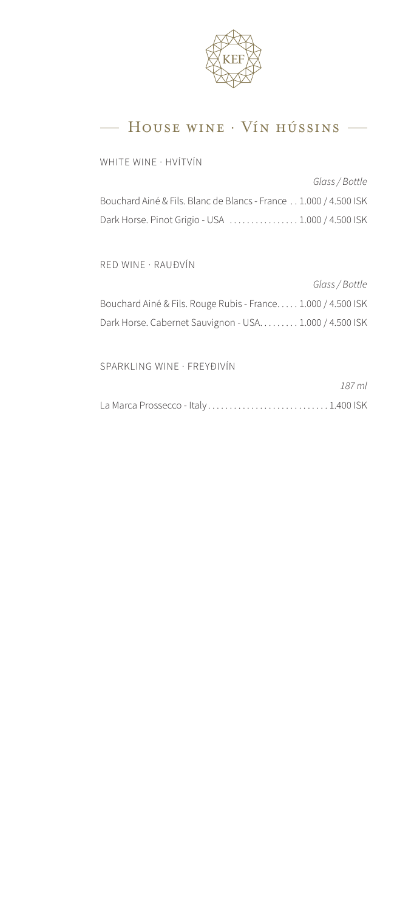KEF

# House wine · Vín hússins

## WHITE WINE · HVÍTVÍN

| | *Glass / Bottle* |
|---|---|
| Bouchard Ainé & Fils. Blanc de Blancs - France | 1.000 / 4.500 ISK |
| Dark Horse. Pinot Grigio - USA | 1.000 / 4.500 ISK |

## RED WINE · RAUÐVÍN

| | *Glass / Bottle* |
|---|---|
| Bouchard Ainé & Fils. Rouge Rubis - France. | 1.000 / 4.500 ISK |
| Dark Horse. Cabernet Sauvignon - USA. | 1.000 / 4.500 ISK |

## SPARKLING WINE · FREYÐIVÍN

| | *187 ml* |
|---|---|
| La Marca Prossecco - Italy | 1.400 ISK |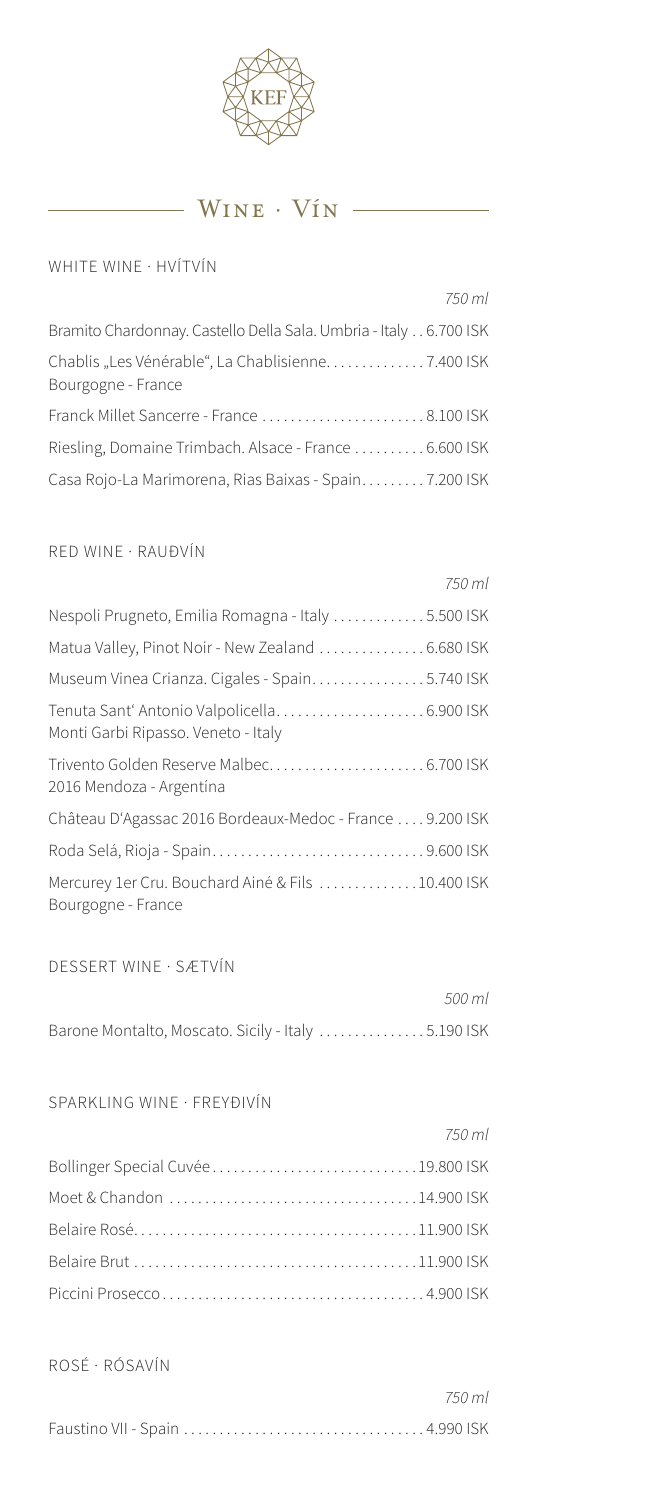KEF

# Wine · Vín

## WHITE WINE · HVÍTVÍN

| | 750 ml |
|---|---|
| Bramito Chardonnay. Castello Della Sala. Umbria - Italy | 6.700 ISK |
| Chablis „Les Vénérable“, La Chablisienne. Bourgogne - France | 7.400 ISK |
| Franck Millet Sancerre - France | 8.100 ISK |
| Riesling, Domaine Trimbach. Alsace - France | 6.600 ISK |
| Casa Rojo-La Marimorena, Rias Baixas - Spain | 7.200 ISK |

## RED WINE · RAUÐVÍN

| | 750 ml |
|---|---|
| Nespoli Prugneto, Emilia Romagna - Italy | 5.500 ISK |
| Matua Valley, Pinot Noir - New Zealand | 6.680 ISK |
| Museum Vinea Crianza. Cigales - Spain | 5.740 ISK |
| Tenuta Sant‘ Antonio Valpolicella. Monti Garbi Ripasso. Veneto - Italy | 6.900 ISK |
| Trivento Golden Reserve Malbec. 2016 Mendoza - Argentína | 6.700 ISK |
| Château D'Agassac 2016 Bordeaux-Medoc - France | 9.200 ISK |
| Roda Selá, Rioja - Spain | 9.600 ISK |
| Mercurey 1er Cru. Bouchard Ainé & Fils Bourgogne - France | 10.400 ISK |

## DESSERT WINE · SÆTVÍN

| | 500 ml |
|---|---|
| Barone Montalto, Moscato. Sicily - Italy | 5.190 ISK |

## SPARKLING WINE · FREYÐIVÍN

| | 750 ml |
|---|---|
| Bollinger Special Cuvée | 19.800 ISK |
| Moet & Chandon | 14.900 ISK |
| Belaire Rosé | 11.900 ISK |
| Belaire Brut | 11.900 ISK |
| Piccini Prosecco | 4.900 ISK |

## ROSÉ · RÓSAVÍN

| | 750 ml |
|---|---|
| Faustino VII - Spain | 4.990 ISK |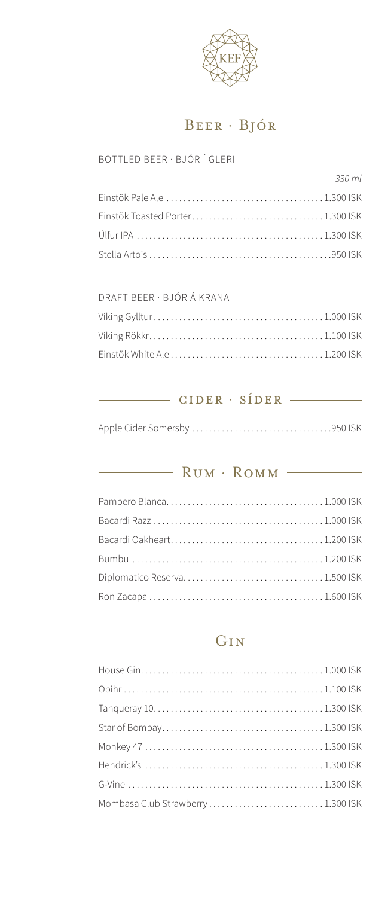KEF

## Beer · Bjór

### BOTTLED BEER · BJÓR Í GLERI

| | *330 ml* |
|---|---|
| Einstök Pale Ale | 1.300 ISK |
| Einstök Toasted Porter | 1.300 ISK |
| Úlfur IPA | 1.300 ISK |
| Stella Artois | 950 ISK |

### DRAFT BEER · BJÓR Á KRANA

| | |
|---|---|
| Víking Gylltur | 1.000 ISK |
| Víking Rökkr | 1.100 ISK |
| Einstök White Ale | 1.200 ISK |

## Cider · Síder

| | |
|---|---|
| Apple Cider Somersby | 950 ISK |

## Rum · Romm

| | |
|---|---|
| Pampero Blanca | 1.000 ISK |
| Bacardi Razz | 1.000 ISK |
| Bacardi Oakheart | 1.200 ISK |
| Bumbu | 1.200 ISK |
| Diplomatico Reserva | 1.500 ISK |
| Ron Zacapa | 1.600 ISK |

## Gin

| | |
|---|---|
| House Gin | 1.000 ISK |
| Opihr | 1.100 ISK |
| Tanqueray 10 | 1.300 ISK |
| Star of Bombay | 1.300 ISK |
| Monkey 47 | 1.300 ISK |
| Hendrick's | 1.300 ISK |
| G-Vine | 1.300 ISK |
| Mombasa Club Strawberry | 1.300 ISK |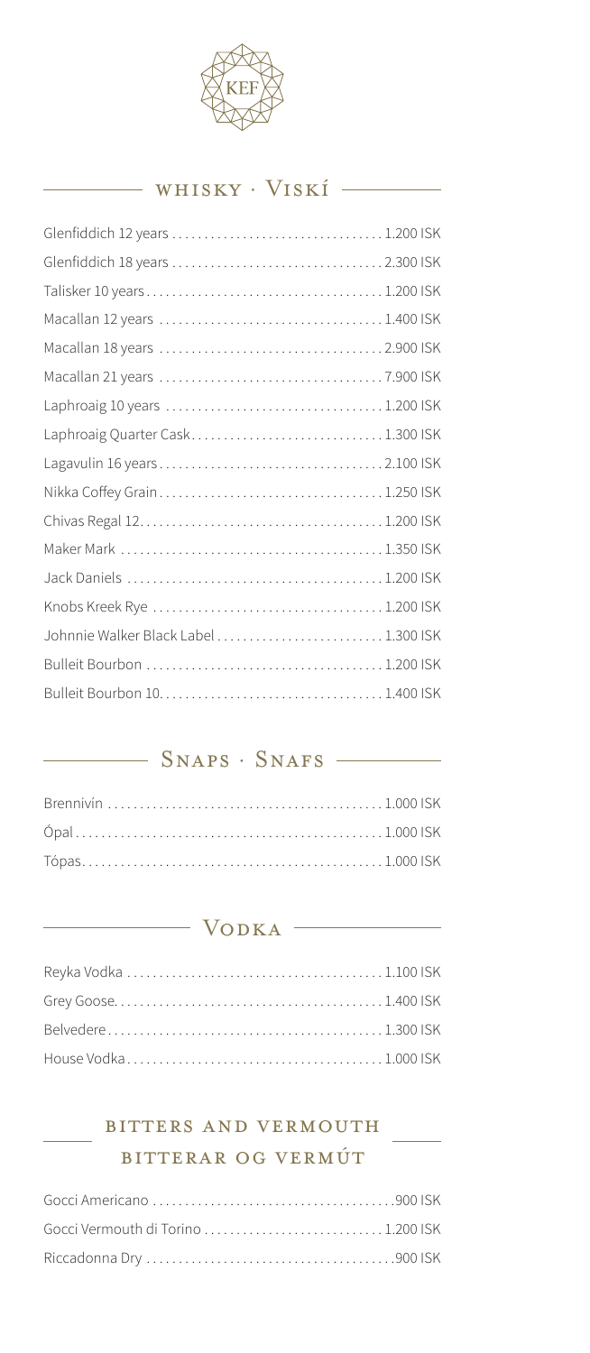KEF

## WHISKY · Viskí

| | |
|---|---|
| Glenfiddich 12 years | 1.200 ISK |
| Glenfiddich 18 years | 2.300 ISK |
| Talisker 10 years | 1.200 ISK |
| Macallan 12 years | 1.400 ISK |
| Macallan 18 years | 2.900 ISK |
| Macallan 21 years | 7.900 ISK |
| Laphroaig 10 years | 1.200 ISK |
| Laphroaig Quarter Cask | 1.300 ISK |
| Lagavulin 16 years | 2.100 ISK |
| Nikka Coffey Grain | 1.250 ISK |
| Chivas Regal 12 | 1.200 ISK |
| Maker Mark | 1.350 ISK |
| Jack Daniels | 1.200 ISK |
| Knobs Kreek Rye | 1.200 ISK |
| Johnnie Walker Black Label | 1.300 ISK |
| Bulleit Bourbon | 1.200 ISK |
| Bulleit Bourbon 10 | 1.400 ISK |

## Snaps · Snafs

| | |
|---|---|
| Brennivín | 1.000 ISK |
| Ópal | 1.000 ISK |
| Tópas | 1.000 ISK |

## Vodka

| | |
|---|---|
| Reyka Vodka | 1.100 ISK |
| Grey Goose | 1.400 ISK |
| Belvedere | 1.300 ISK |
| House Vodka | 1.000 ISK |

## BITTERS AND VERMOUTH
## BITTERAR OG VERMÚT

| | |
|---|---|
| Gocci Americano | 900 ISK |
| Gocci Vermouth di Torino | 1.200 ISK |
| Riccadonna Dry | 900 ISK |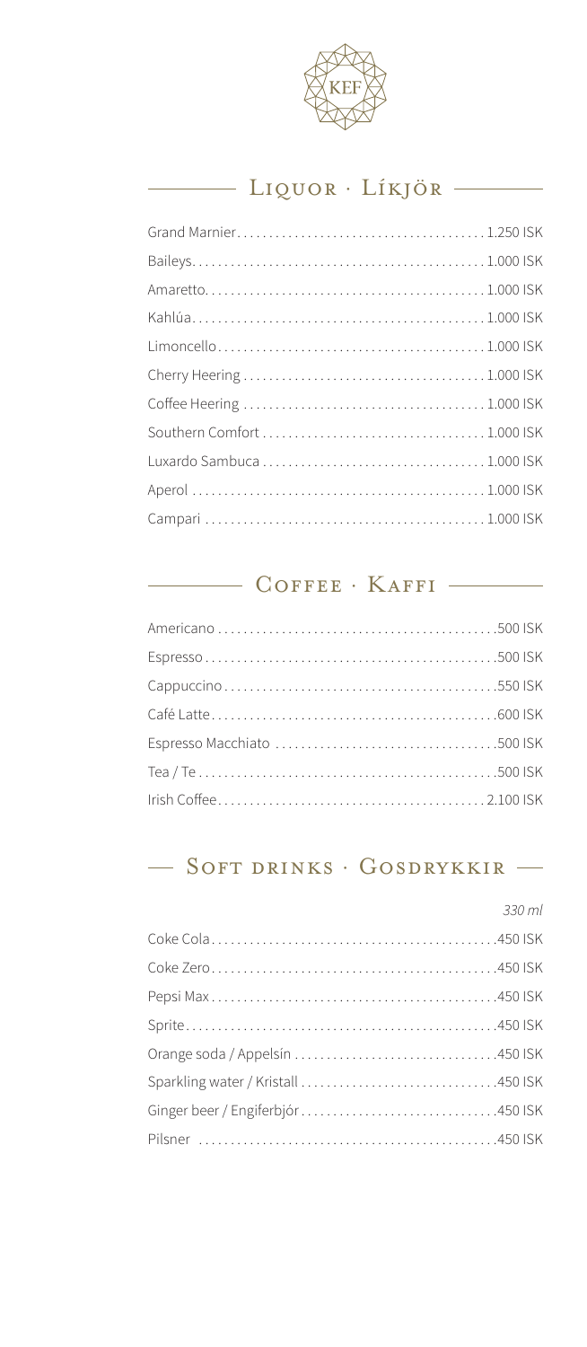KEF

## Liquor · Líkjör

| Item | Price |
|---|---|
| Grand Marnier | 1.250 ISK |
| Baileys | 1.000 ISK |
| Amaretto | 1.000 ISK |
| Kahlúa | 1.000 ISK |
| Limoncello | 1.000 ISK |
| Cherry Heering | 1.000 ISK |
| Coffee Heering | 1.000 ISK |
| Southern Comfort | 1.000 ISK |
| Luxardo Sambuca | 1.000 ISK |
| Aperol | 1.000 ISK |
| Campari | 1.000 ISK |

## Coffee · Kaffi

| Item | Price |
|---|---|
| Americano | 500 ISK |
| Espresso | 500 ISK |
| Cappuccino | 550 ISK |
| Café Latte | 600 ISK |
| Espresso Macchiato | 500 ISK |
| Tea / Te | 500 ISK |
| Irish Coffee | 2.100 ISK |

## Soft drinks · Gosdrykkir

*330 ml*

| Item | Price |
|---|---|
| Coke Cola | 450 ISK |
| Coke Zero | 450 ISK |
| Pepsi Max | 450 ISK |
| Sprite | 450 ISK |
| Orange soda / Appelsín | 450 ISK |
| Sparkling water / Kristall | 450 ISK |
| Ginger beer / Engiferbjór | 450 ISK |
| Pilsner | 450 ISK |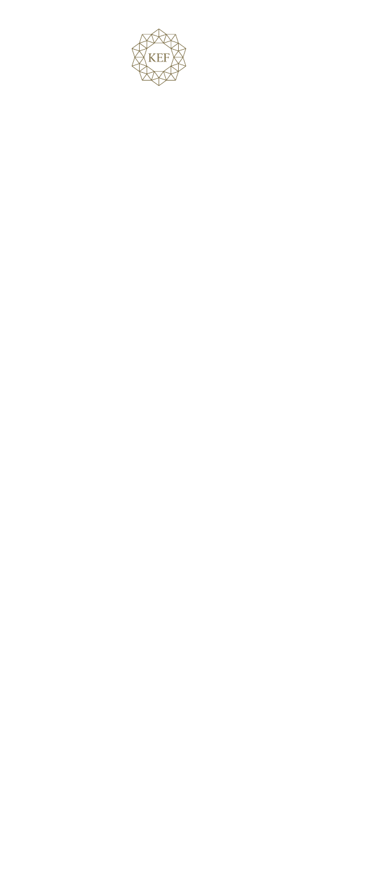KEF